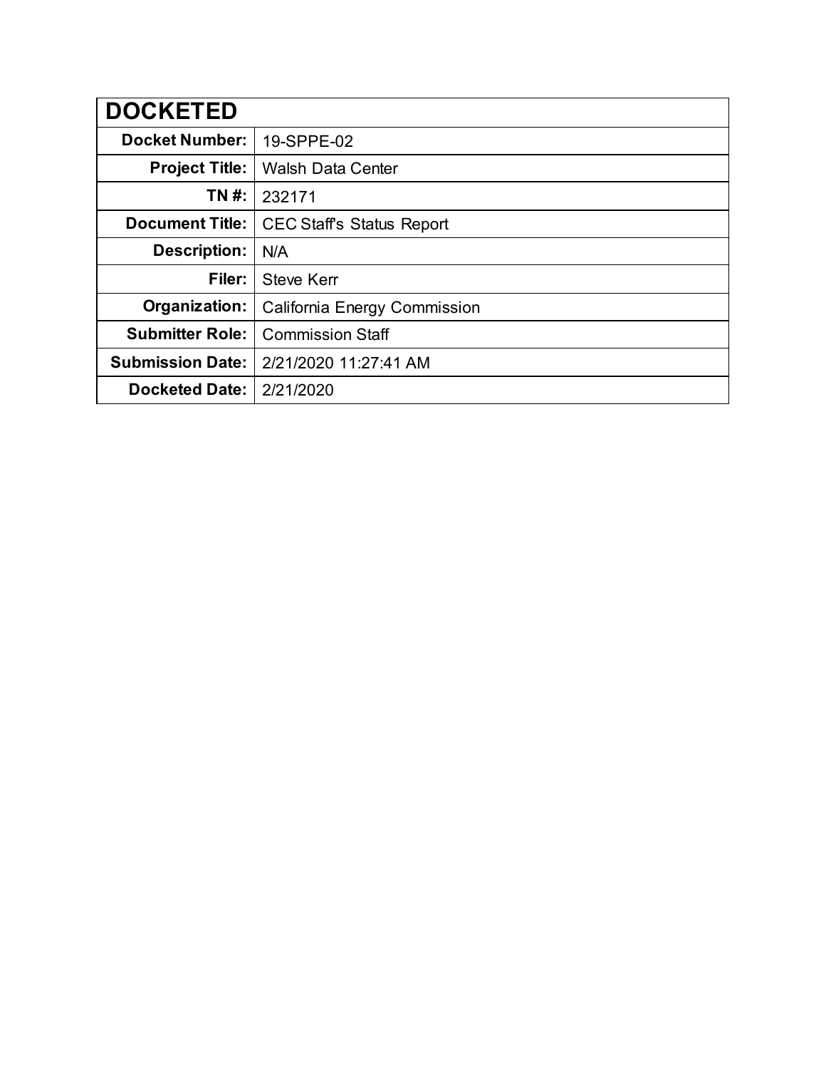| DOCKETED | |
|---|---|
| **Docket Number:** | 19-SPPE-02 |
| **Project Title:** | Walsh Data Center |
| **TN #:** | 232171 |
| **Document Title:** | CEC Staff's Status Report |
| **Description:** | N/A |
| **Filer:** | Steve Kerr |
| **Organization:** | California Energy Commission |
| **Submitter Role:** | Commission Staff |
| **Submission Date:** | 2/21/2020 11:27:41 AM |
| **Docketed Date:** | 2/21/2020 |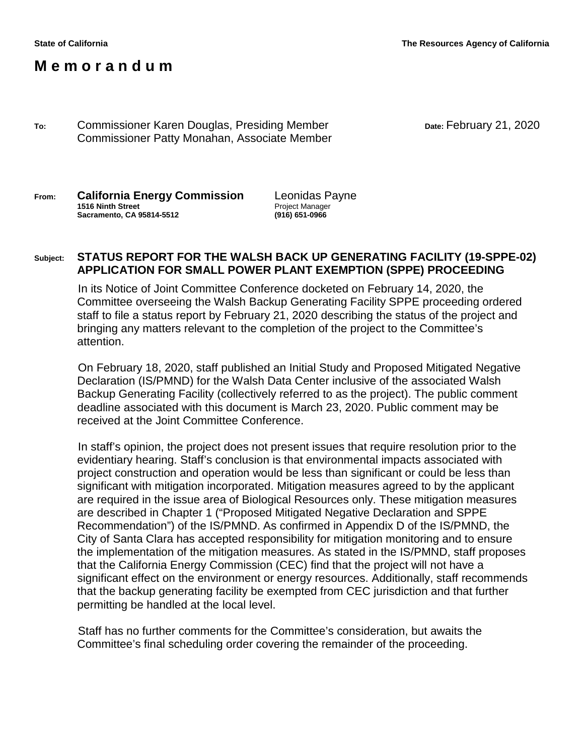**State of California** **The Resources Agency of California**

# M e m o r a n d u m

**To:** Commissioner Karen Douglas, Presiding Member
Commissioner Patty Monahan, Associate Member

**Date:** February 21, 2020

**From:** **California Energy Commission**
**1516 Ninth Street**
**Sacramento, CA 95814-5512**

Leonidas Payne
Project Manager
**(916) 651-0966**

**Subject: STATUS REPORT FOR THE WALSH BACK UP GENERATING FACILITY (19-SPPE-02) APPLICATION FOR SMALL POWER PLANT EXEMPTION (SPPE) PROCEEDING**

In its Notice of Joint Committee Conference docketed on February 14, 2020, the Committee overseeing the Walsh Backup Generating Facility SPPE proceeding ordered staff to file a status report by February 21, 2020 describing the status of the project and bringing any matters relevant to the completion of the project to the Committee's attention.

On February 18, 2020, staff published an Initial Study and Proposed Mitigated Negative Declaration (IS/PMND) for the Walsh Data Center inclusive of the associated Walsh Backup Generating Facility (collectively referred to as the project). The public comment deadline associated with this document is March 23, 2020. Public comment may be received at the Joint Committee Conference.

In staff's opinion, the project does not present issues that require resolution prior to the evidentiary hearing. Staff's conclusion is that environmental impacts associated with project construction and operation would be less than significant or could be less than significant with mitigation incorporated. Mitigation measures agreed to by the applicant are required in the issue area of Biological Resources only. These mitigation measures are described in Chapter 1 ("Proposed Mitigated Negative Declaration and SPPE Recommendation") of the IS/PMND. As confirmed in Appendix D of the IS/PMND, the City of Santa Clara has accepted responsibility for mitigation monitoring and to ensure the implementation of the mitigation measures. As stated in the IS/PMND, staff proposes that the California Energy Commission (CEC) find that the project will not have a significant effect on the environment or energy resources. Additionally, staff recommends that the backup generating facility be exempted from CEC jurisdiction and that further permitting be handled at the local level.

Staff has no further comments for the Committee's consideration, but awaits the Committee's final scheduling order covering the remainder of the proceeding.